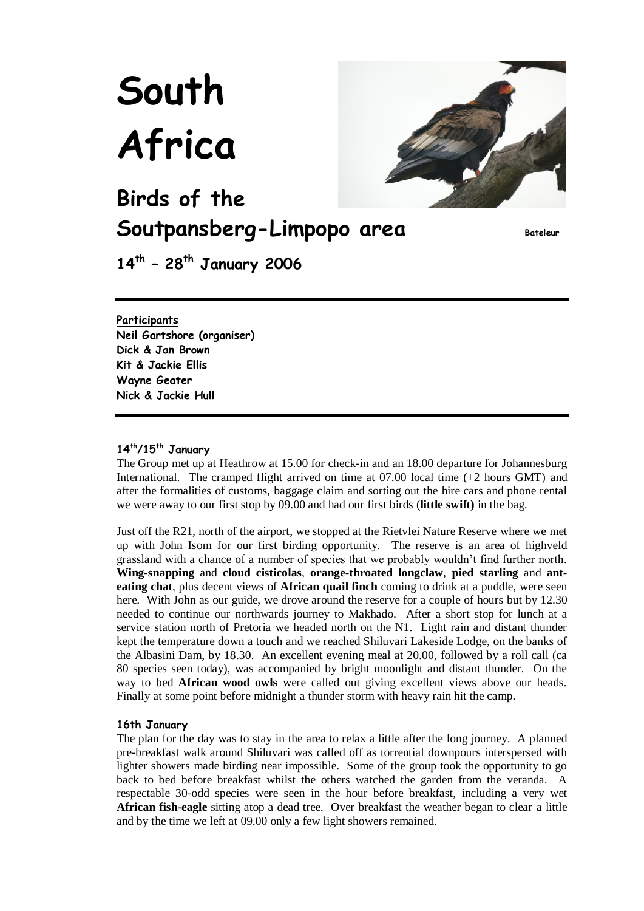# South Africa

## Birds of the Soutpansberg-Limpopo area

Bateleur

**14th – 28th January 2006**

**Participants**
**Neil Gartshore (organiser)**
**Dick & Jan Brown**
**Kit & Jackie Ellis**
**Wayne Geater**
**Nick & Jackie Hull**

### 14th/15th January

The Group met up at Heathrow at 15.00 for check-in and an 18.00 departure for Johannesburg International. The cramped flight arrived on time at 07.00 local time (+2 hours GMT) and after the formalities of customs, baggage claim and sorting out the hire cars and phone rental we were away to our first stop by 09.00 and had our first birds (**little swift)** in the bag.

Just off the R21, north of the airport, we stopped at the Rietvlei Nature Reserve where we met up with John Isom for our first birding opportunity. The reserve is an area of highveld grassland with a chance of a number of species that we probably wouldn't find further north. **Wing-snapping** and **cloud cisticolas**, **orange-throated longclaw**, **pied starling** and **ant-eating chat**, plus decent views of **African quail finch** coming to drink at a puddle, were seen here. With John as our guide, we drove around the reserve for a couple of hours but by 12.30 needed to continue our northwards journey to Makhado. After a short stop for lunch at a service station north of Pretoria we headed north on the N1. Light rain and distant thunder kept the temperature down a touch and we reached Shiluvari Lakeside Lodge, on the banks of the Albasini Dam, by 18.30. An excellent evening meal at 20.00, followed by a roll call (ca 80 species seen today), was accompanied by bright moonlight and distant thunder. On the way to bed **African wood owls** were called out giving excellent views above our heads. Finally at some point before midnight a thunder storm with heavy rain hit the camp.

### 16th January

The plan for the day was to stay in the area to relax a little after the long journey. A planned pre-breakfast walk around Shiluvari was called off as torrential downpours interspersed with lighter showers made birding near impossible. Some of the group took the opportunity to go back to bed before breakfast whilst the others watched the garden from the veranda. A respectable 30-odd species were seen in the hour before breakfast, including a very wet **African fish-eagle** sitting atop a dead tree. Over breakfast the weather began to clear a little and by the time we left at 09.00 only a few light showers remained.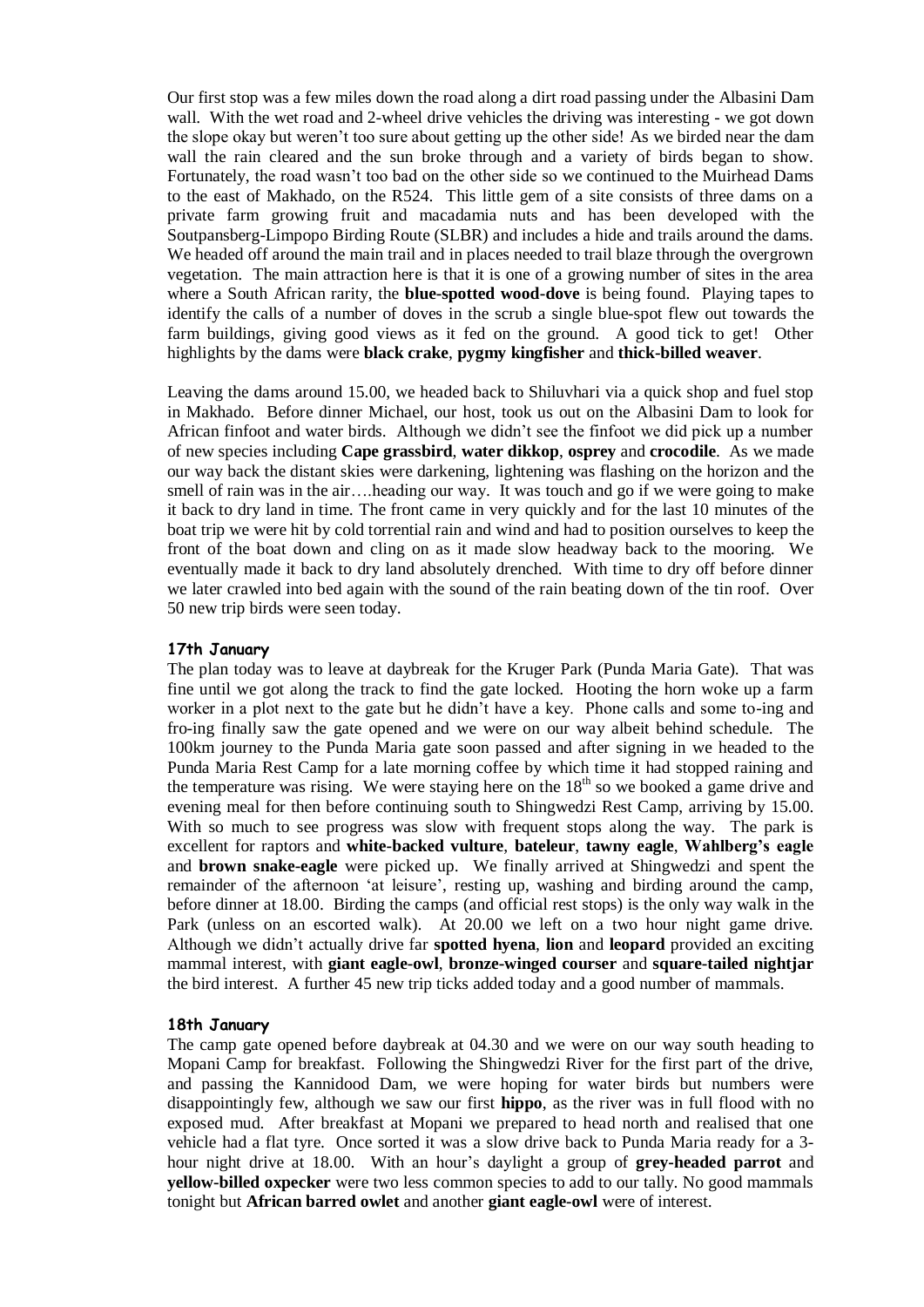Our first stop was a few miles down the road along a dirt road passing under the Albasini Dam wall. With the wet road and 2-wheel drive vehicles the driving was interesting - we got down the slope okay but weren't too sure about getting up the other side! As we birded near the dam wall the rain cleared and the sun broke through and a variety of birds began to show. Fortunately, the road wasn't too bad on the other side so we continued to the Muirhead Dams to the east of Makhado, on the R524. This little gem of a site consists of three dams on a private farm growing fruit and macadamia nuts and has been developed with the Soutpansberg-Limpopo Birding Route (SLBR) and includes a hide and trails around the dams. We headed off around the main trail and in places needed to trail blaze through the overgrown vegetation. The main attraction here is that it is one of a growing number of sites in the area where a South African rarity, the **blue-spotted wood-dove** is being found. Playing tapes to identify the calls of a number of doves in the scrub a single blue-spot flew out towards the farm buildings, giving good views as it fed on the ground. A good tick to get! Other highlights by the dams were **black crake**, **pygmy kingfisher** and **thick-billed weaver**.

Leaving the dams around 15.00, we headed back to Shiluvhari via a quick shop and fuel stop in Makhado. Before dinner Michael, our host, took us out on the Albasini Dam to look for African finfoot and water birds. Although we didn't see the finfoot we did pick up a number of new species including **Cape grassbird**, **water dikkop**, **osprey** and **crocodile**. As we made our way back the distant skies were darkening, lightening was flashing on the horizon and the smell of rain was in the air….heading our way. It was touch and go if we were going to make it back to dry land in time. The front came in very quickly and for the last 10 minutes of the boat trip we were hit by cold torrential rain and wind and had to position ourselves to keep the front of the boat down and cling on as it made slow headway back to the mooring. We eventually made it back to dry land absolutely drenched. With time to dry off before dinner we later crawled into bed again with the sound of the rain beating down of the tin roof. Over 50 new trip birds were seen today.

### 17th January

The plan today was to leave at daybreak for the Kruger Park (Punda Maria Gate). That was fine until we got along the track to find the gate locked. Hooting the horn woke up a farm worker in a plot next to the gate but he didn't have a key. Phone calls and some to-ing and fro-ing finally saw the gate opened and we were on our way albeit behind schedule. The 100km journey to the Punda Maria gate soon passed and after signing in we headed to the Punda Maria Rest Camp for a late morning coffee by which time it had stopped raining and the temperature was rising. We were staying here on the 18th so we booked a game drive and evening meal for then before continuing south to Shingwedzi Rest Camp, arriving by 15.00. With so much to see progress was slow with frequent stops along the way. The park is excellent for raptors and **white-backed vulture**, **bateleur**, **tawny eagle**, **Wahlberg's eagle** and **brown snake-eagle** were picked up. We finally arrived at Shingwedzi and spent the remainder of the afternoon 'at leisure', resting up, washing and birding around the camp, before dinner at 18.00. Birding the camps (and official rest stops) is the only way walk in the Park (unless on an escorted walk). At 20.00 we left on a two hour night game drive. Although we didn't actually drive far **spotted hyena**, **lion** and **leopard** provided an exciting mammal interest, with **giant eagle-owl**, **bronze-winged courser** and **square-tailed nightjar** the bird interest. A further 45 new trip ticks added today and a good number of mammals.

### 18th January

The camp gate opened before daybreak at 04.30 and we were on our way south heading to Mopani Camp for breakfast. Following the Shingwedzi River for the first part of the drive, and passing the Kannidood Dam, we were hoping for water birds but numbers were disappointingly few, although we saw our first **hippo**, as the river was in full flood with no exposed mud. After breakfast at Mopani we prepared to head north and realised that one vehicle had a flat tyre. Once sorted it was a slow drive back to Punda Maria ready for a 3-hour night drive at 18.00. With an hour's daylight a group of **grey-headed parrot** and **yellow-billed oxpecker** were two less common species to add to our tally. No good mammals tonight but **African barred owlet** and another **giant eagle-owl** were of interest.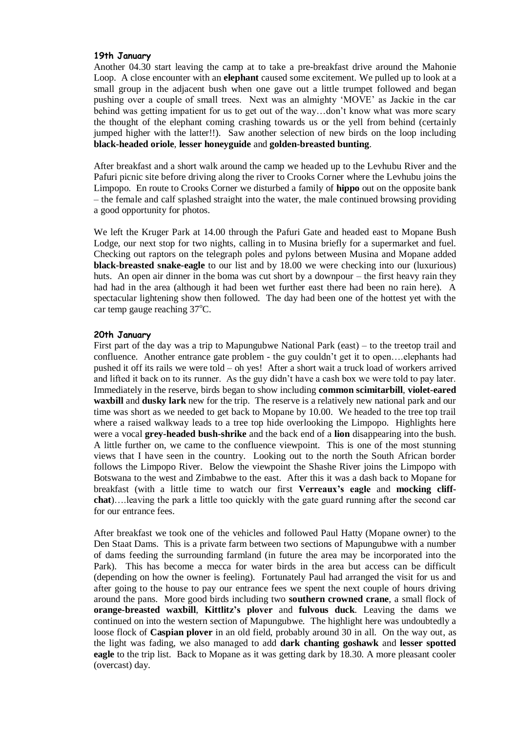**19th January**

Another 04.30 start leaving the camp at to take a pre-breakfast drive around the Mahonie Loop. A close encounter with an **elephant** caused some excitement. We pulled up to look at a small group in the adjacent bush when one gave out a little trumpet followed and began pushing over a couple of small trees. Next was an almighty 'MOVE' as Jackie in the car behind was getting impatient for us to get out of the way…don't know what was more scary the thought of the elephant coming crashing towards us or the yell from behind (certainly jumped higher with the latter!!). Saw another selection of new birds on the loop including **black-headed oriole**, **lesser honeyguide** and **golden-breasted bunting**.

After breakfast and a short walk around the camp we headed up to the Levhubu River and the Pafuri picnic site before driving along the river to Crooks Corner where the Levhubu joins the Limpopo. En route to Crooks Corner we disturbed a family of **hippo** out on the opposite bank – the female and calf splashed straight into the water, the male continued browsing providing a good opportunity for photos.

We left the Kruger Park at 14.00 through the Pafuri Gate and headed east to Mopane Bush Lodge, our next stop for two nights, calling in to Musina briefly for a supermarket and fuel. Checking out raptors on the telegraph poles and pylons between Musina and Mopane added **black-breasted snake-eagle** to our list and by 18.00 we were checking into our (luxurious) huts. An open air dinner in the boma was cut short by a downpour – the first heavy rain they had had in the area (although it had been wet further east there had been no rain here). A spectacular lightening show then followed. The day had been one of the hottest yet with the car temp gauge reaching 37°C.

**20th January**

First part of the day was a trip to Mapungubwe National Park (east) – to the treetop trail and confluence. Another entrance gate problem - the guy couldn't get it to open….elephants had pushed it off its rails we were told – oh yes! After a short wait a truck load of workers arrived and lifted it back on to its runner. As the guy didn't have a cash box we were told to pay later. Immediately in the reserve, birds began to show including **common scimitarbill**, **violet-eared waxbill** and **dusky lark** new for the trip. The reserve is a relatively new national park and our time was short as we needed to get back to Mopane by 10.00. We headed to the tree top trail where a raised walkway leads to a tree top hide overlooking the Limpopo. Highlights here were a vocal **grey-headed bush-shrike** and the back end of a **lion** disappearing into the bush. A little further on, we came to the confluence viewpoint. This is one of the most stunning views that I have seen in the country. Looking out to the north the South African border follows the Limpopo River. Below the viewpoint the Shashe River joins the Limpopo with Botswana to the west and Zimbabwe to the east. After this it was a dash back to Mopane for breakfast (with a little time to watch our first **Verreaux's eagle** and **mocking cliff-chat**)….leaving the park a little too quickly with the gate guard running after the second car for our entrance fees.

After breakfast we took one of the vehicles and followed Paul Hatty (Mopane owner) to the Den Staat Dams. This is a private farm between two sections of Mapungubwe with a number of dams feeding the surrounding farmland (in future the area may be incorporated into the Park). This has become a mecca for water birds in the area but access can be difficult (depending on how the owner is feeling). Fortunately Paul had arranged the visit for us and after going to the house to pay our entrance fees we spent the next couple of hours driving around the pans. More good birds including two **southern crowned crane**, a small flock of **orange-breasted waxbill**, **Kittlitz's plover** and **fulvous duck**. Leaving the dams we continued on into the western section of Mapungubwe. The highlight here was undoubtedly a loose flock of **Caspian plover** in an old field, probably around 30 in all. On the way out, as the light was fading, we also managed to add **dark chanting goshawk** and **lesser spotted eagle** to the trip list. Back to Mopane as it was getting dark by 18.30. A more pleasant cooler (overcast) day.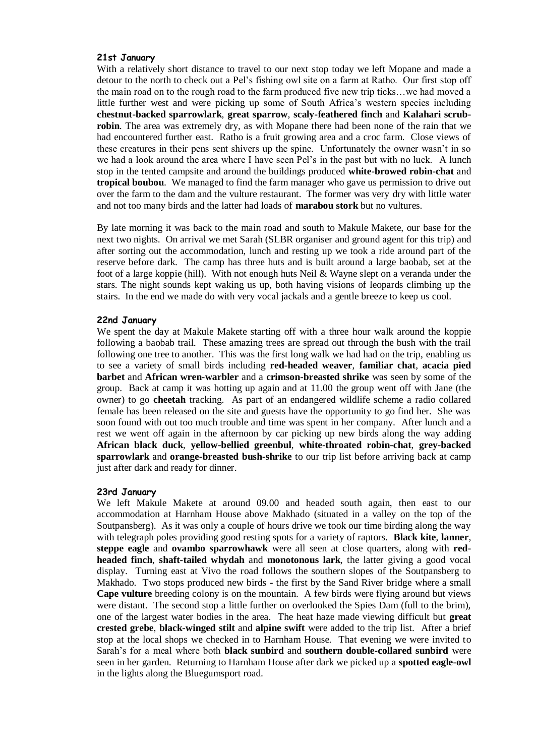#### 21st January

With a relatively short distance to travel to our next stop today we left Mopane and made a detour to the north to check out a Pel's fishing owl site on a farm at Ratho. Our first stop off the main road on to the rough road to the farm produced five new trip ticks…we had moved a little further west and were picking up some of South Africa's western species including **chestnut-backed sparrowlark**, **great sparrow**, **scaly-feathered finch** and **Kalahari scrub-robin**. The area was extremely dry, as with Mopane there had been none of the rain that we had encountered further east. Ratho is a fruit growing area and a croc farm. Close views of these creatures in their pens sent shivers up the spine. Unfortunately the owner wasn't in so we had a look around the area where I have seen Pel's in the past but with no luck. A lunch stop in the tented campsite and around the buildings produced **white-browed robin-chat** and **tropical boubou**. We managed to find the farm manager who gave us permission to drive out over the farm to the dam and the vulture restaurant. The former was very dry with little water and not too many birds and the latter had loads of **marabou stork** but no vultures.

By late morning it was back to the main road and south to Makule Makete, our base for the next two nights. On arrival we met Sarah (SLBR organiser and ground agent for this trip) and after sorting out the accommodation, lunch and resting up we took a ride around part of the reserve before dark. The camp has three huts and is built around a large baobab, set at the foot of a large koppie (hill). With not enough huts Neil & Wayne slept on a veranda under the stars. The night sounds kept waking us up, both having visions of leopards climbing up the stairs. In the end we made do with very vocal jackals and a gentle breeze to keep us cool.

#### 22nd January

We spent the day at Makule Makete starting off with a three hour walk around the koppie following a baobab trail. These amazing trees are spread out through the bush with the trail following one tree to another. This was the first long walk we had had on the trip, enabling us to see a variety of small birds including **red-headed weaver**, **familiar chat**, **acacia pied barbet** and **African wren-warbler** and a **crimson-breasted shrike** was seen by some of the group. Back at camp it was hotting up again and at 11.00 the group went off with Jane (the owner) to go **cheetah** tracking. As part of an endangered wildlife scheme a radio collared female has been released on the site and guests have the opportunity to go find her. She was soon found with out too much trouble and time was spent in her company. After lunch and a rest we went off again in the afternoon by car picking up new birds along the way adding **African black duck**, **yellow-bellied greenbul**, **white-throated robin-chat**, **grey-backed sparrowlark** and **orange-breasted bush-shrike** to our trip list before arriving back at camp just after dark and ready for dinner.

#### 23rd January

We left Makule Makete at around 09.00 and headed south again, then east to our accommodation at Harnham House above Makhado (situated in a valley on the top of the Soutpansberg). As it was only a couple of hours drive we took our time birding along the way with telegraph poles providing good resting spots for a variety of raptors. **Black kite**, **lanner**, **steppe eagle** and **ovambo sparrowhawk** were all seen at close quarters, along with **red-headed finch**, **shaft-tailed whydah** and **monotonous lark**, the latter giving a good vocal display. Turning east at Vivo the road follows the southern slopes of the Soutpansberg to Makhado. Two stops produced new birds - the first by the Sand River bridge where a small **Cape vulture** breeding colony is on the mountain. A few birds were flying around but views were distant. The second stop a little further on overlooked the Spies Dam (full to the brim), one of the largest water bodies in the area. The heat haze made viewing difficult but **great crested grebe**, **black-winged stilt** and **alpine swift** were added to the trip list. After a brief stop at the local shops we checked in to Harnham House. That evening we were invited to Sarah's for a meal where both **black sunbird** and **southern double-collared sunbird** were seen in her garden. Returning to Harnham House after dark we picked up a **spotted eagle-owl** in the lights along the Bluegumsport road.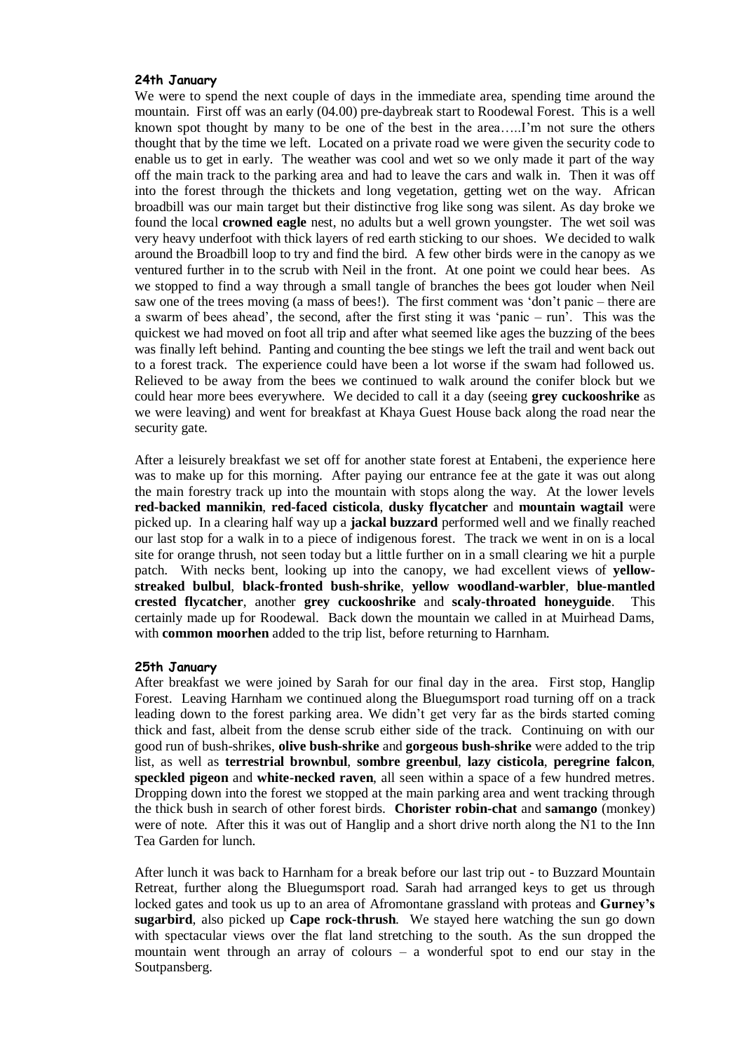#### 24th January

We were to spend the next couple of days in the immediate area, spending time around the mountain. First off was an early (04.00) pre-daybreak start to Roodewal Forest. This is a well known spot thought by many to be one of the best in the area…..I'm not sure the others thought that by the time we left. Located on a private road we were given the security code to enable us to get in early. The weather was cool and wet so we only made it part of the way off the main track to the parking area and had to leave the cars and walk in. Then it was off into the forest through the thickets and long vegetation, getting wet on the way. African broadbill was our main target but their distinctive frog like song was silent. As day broke we found the local **crowned eagle** nest, no adults but a well grown youngster. The wet soil was very heavy underfoot with thick layers of red earth sticking to our shoes. We decided to walk around the Broadbill loop to try and find the bird. A few other birds were in the canopy as we ventured further in to the scrub with Neil in the front. At one point we could hear bees. As we stopped to find a way through a small tangle of branches the bees got louder when Neil saw one of the trees moving (a mass of bees!). The first comment was 'don't panic – there are a swarm of bees ahead', the second, after the first sting it was 'panic – run'. This was the quickest we had moved on foot all trip and after what seemed like ages the buzzing of the bees was finally left behind. Panting and counting the bee stings we left the trail and went back out to a forest track. The experience could have been a lot worse if the swam had followed us. Relieved to be away from the bees we continued to walk around the conifer block but we could hear more bees everywhere. We decided to call it a day (seeing **grey cuckooshrike** as we were leaving) and went for breakfast at Khaya Guest House back along the road near the security gate.

After a leisurely breakfast we set off for another state forest at Entabeni, the experience here was to make up for this morning. After paying our entrance fee at the gate it was out along the main forestry track up into the mountain with stops along the way. At the lower levels **red-backed mannikin**, **red-faced cisticola**, **dusky flycatcher** and **mountain wagtail** were picked up. In a clearing half way up a **jackal buzzard** performed well and we finally reached our last stop for a walk in to a piece of indigenous forest. The track we went in on is a local site for orange thrush, not seen today but a little further on in a small clearing we hit a purple patch. With necks bent, looking up into the canopy, we had excellent views of **yellow-streaked bulbul**, **black-fronted bush-shrike**, **yellow woodland-warbler**, **blue-mantled crested flycatcher**, another **grey cuckooshrike** and **scaly-throated honeyguide**. This certainly made up for Roodewal. Back down the mountain we called in at Muirhead Dams, with **common moorhen** added to the trip list, before returning to Harnham.

#### 25th January

After breakfast we were joined by Sarah for our final day in the area. First stop, Hanglip Forest. Leaving Harnham we continued along the Bluegumsport road turning off on a track leading down to the forest parking area. We didn't get very far as the birds started coming thick and fast, albeit from the dense scrub either side of the track. Continuing on with our good run of bush-shrikes, **olive bush-shrike** and **gorgeous bush-shrike** were added to the trip list, as well as **terrestrial brownbul**, **sombre greenbul**, **lazy cisticola**, **peregrine falcon**, **speckled pigeon** and **white-necked raven**, all seen within a space of a few hundred metres. Dropping down into the forest we stopped at the main parking area and went tracking through the thick bush in search of other forest birds. **Chorister robin-chat** and **samango** (monkey) were of note. After this it was out of Hanglip and a short drive north along the N1 to the Inn Tea Garden for lunch.

After lunch it was back to Harnham for a break before our last trip out - to Buzzard Mountain Retreat, further along the Bluegumsport road. Sarah had arranged keys to get us through locked gates and took us up to an area of Afromontane grassland with proteas and **Gurney's sugarbird**, also picked up **Cape rock-thrush**. We stayed here watching the sun go down with spectacular views over the flat land stretching to the south. As the sun dropped the mountain went through an array of colours – a wonderful spot to end our stay in the Soutpansberg.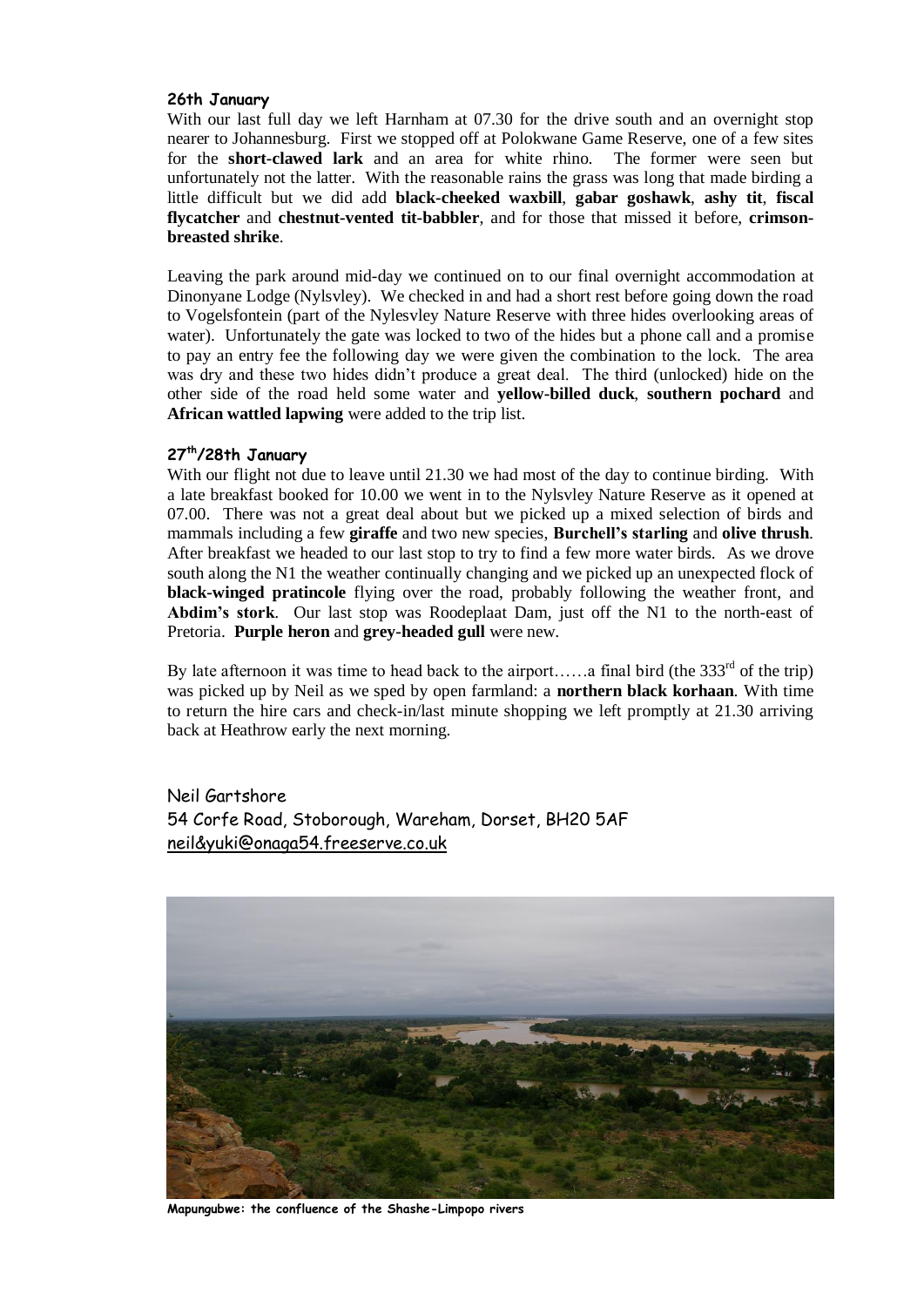**26th January**

With our last full day we left Harnham at 07.30 for the drive south and an overnight stop nearer to Johannesburg. First we stopped off at Polokwane Game Reserve, one of a few sites for the **short-clawed lark** and an area for white rhino. The former were seen but unfortunately not the latter. With the reasonable rains the grass was long that made birding a little difficult but we did add **black-cheeked waxbill**, **gabar goshawk**, **ashy tit**, **fiscal flycatcher** and **chestnut-vented tit-babbler**, and for those that missed it before, **crimson-breasted shrike**.

Leaving the park around mid-day we continued on to our final overnight accommodation at Dinonyane Lodge (Nylsvley). We checked in and had a short rest before going down the road to Vogelsfontein (part of the Nylesvley Nature Reserve with three hides overlooking areas of water). Unfortunately the gate was locked to two of the hides but a phone call and a promise to pay an entry fee the following day we were given the combination to the lock. The area was dry and these two hides didn't produce a great deal. The third (unlocked) hide on the other side of the road held some water and **yellow-billed duck**, **southern pochard** and **African wattled lapwing** were added to the trip list.

**27th/28th January**

With our flight not due to leave until 21.30 we had most of the day to continue birding. With a late breakfast booked for 10.00 we went in to the Nylsvley Nature Reserve as it opened at 07.00. There was not a great deal about but we picked up a mixed selection of birds and mammals including a few **giraffe** and two new species, **Burchell's starling** and **olive thrush**. After breakfast we headed to our last stop to try to find a few more water birds. As we drove south along the N1 the weather continually changing and we picked up an unexpected flock of **black-winged pratincole** flying over the road, probably following the weather front, and **Abdim's stork**. Our last stop was Roodeplaat Dam, just off the N1 to the north-east of Pretoria. **Purple heron** and **grey-headed gull** were new.

By late afternoon it was time to head back to the airport……a final bird (the 333rd of the trip) was picked up by Neil as we sped by open farmland: a **northern black korhaan**. With time to return the hire cars and check-in/last minute shopping we left promptly at 21.30 arriving back at Heathrow early the next morning.

Neil Gartshore
54 Corfe Road, Stoborough, Wareham, Dorset, BH20 5AF
neil&yuki@onaga54.freeserve.co.uk

**Mapungubwe: the confluence of the Shashe-Limpopo rivers**